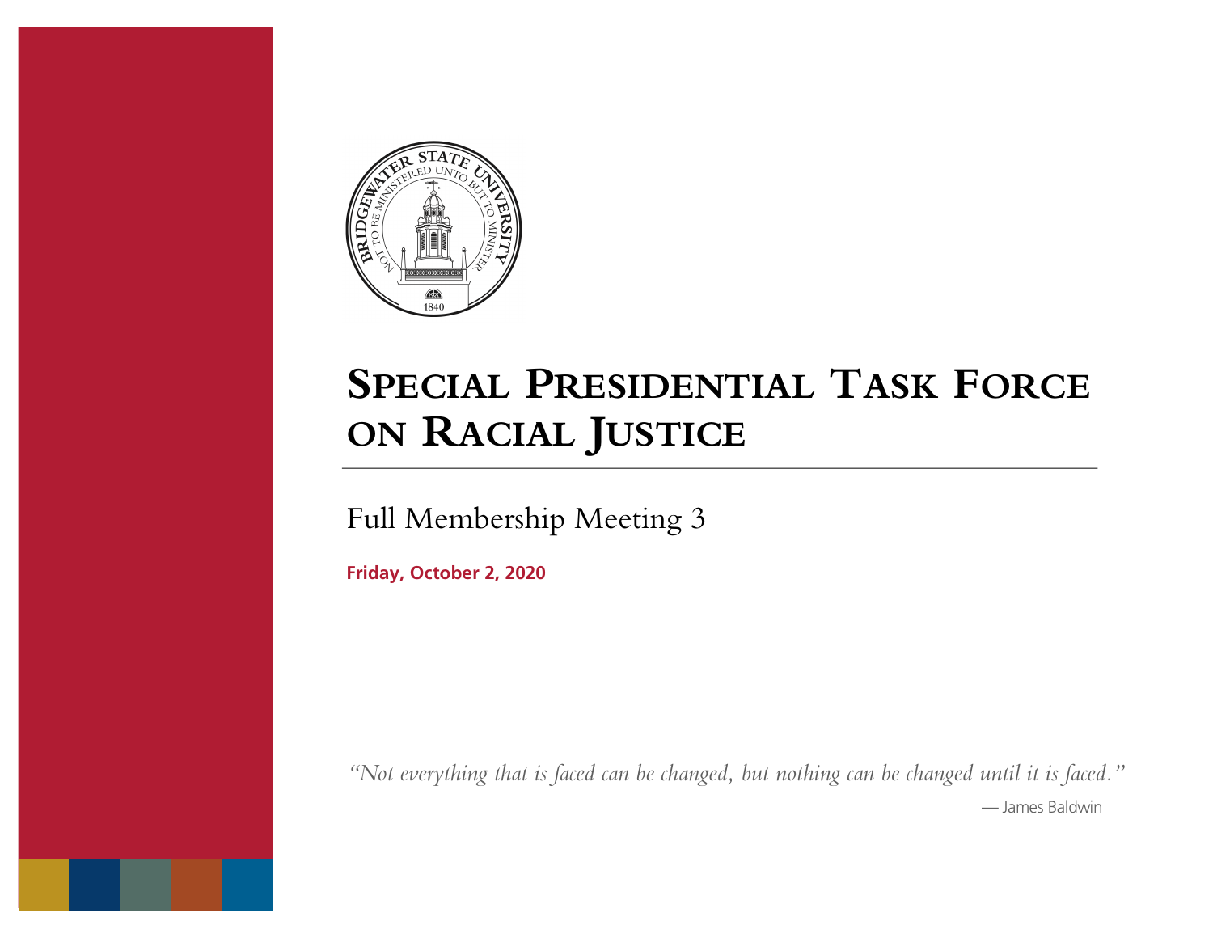# Special Presidential Task Force on Racial Justice

Full Membership Meeting 3

**Friday, October 2, 2020**

*"Not everything that is faced can be changed, but nothing can be changed until it is faced."*

— James Baldwin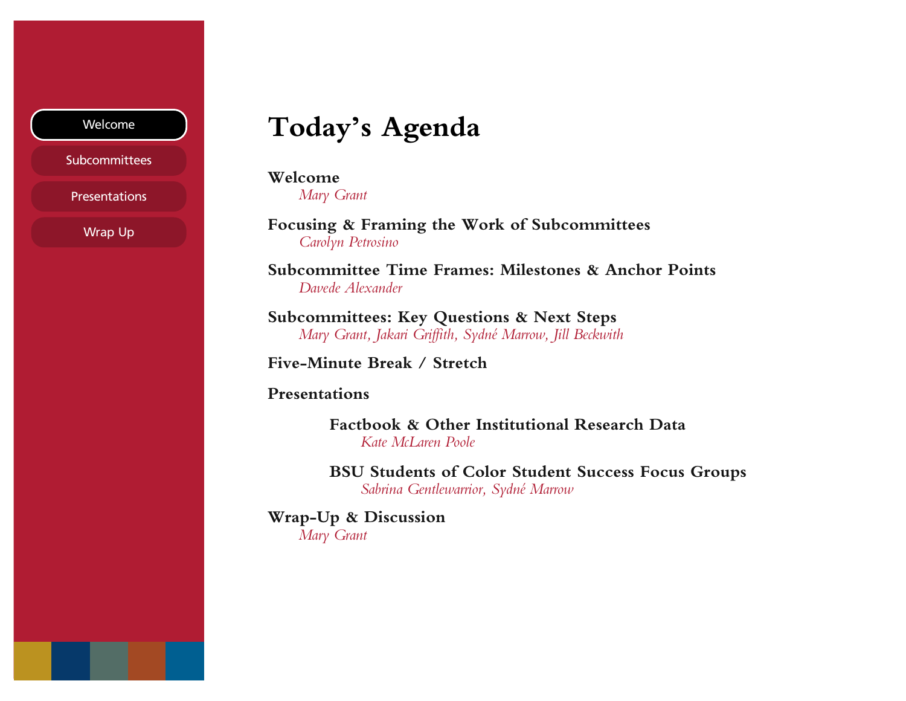# Today's Agenda

**Welcome**
*Mary Grant*

**Focusing & Framing the Work of Subcommittees**
*Carolyn Petrosino*

**Subcommittee Time Frames: Milestones & Anchor Points**
*Davede Alexander*

**Subcommittees: Key Questions & Next Steps**
*Mary Grant, Jakari Griffith, Sydné Marrow, Jill Beckwith*

**Five-Minute Break / Stretch**

**Presentations**

- **Factbook & Other Institutional Research Data**
  *Kate McLaren Poole*

- **BSU Students of Color Student Success Focus Groups**
  *Sabrina Gentlewarrior, Sydné Marrow*

**Wrap-Up & Discussion**
*Mary Grant*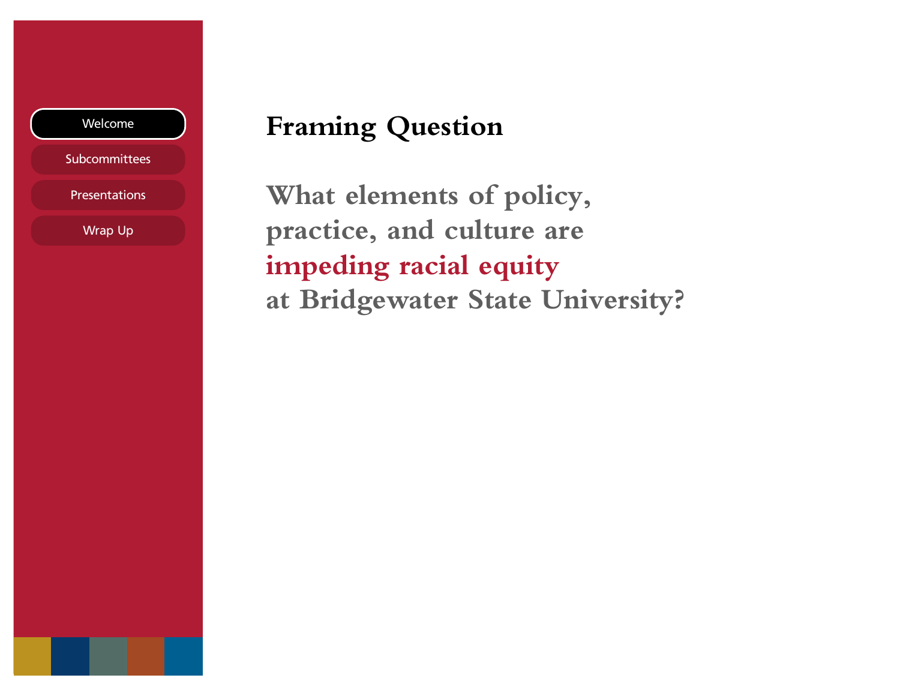- Welcome
- Subcommittees
- Presentations
- Wrap Up

## Framing Question

**What elements of policy, practice, and culture are impeding racial equity at Bridgewater State University?**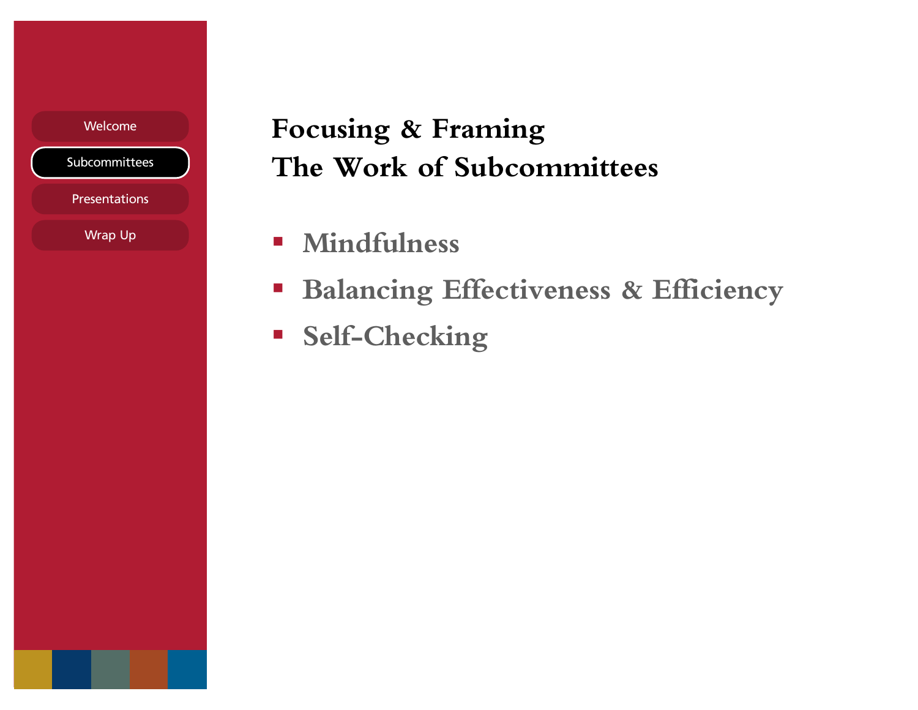- Welcome
- Subcommittees
- Presentations
- Wrap Up

# Focusing & Framing
# The Work of Subcommittees

- Mindfulness
- Balancing Effectiveness & Efficiency
- Self-Checking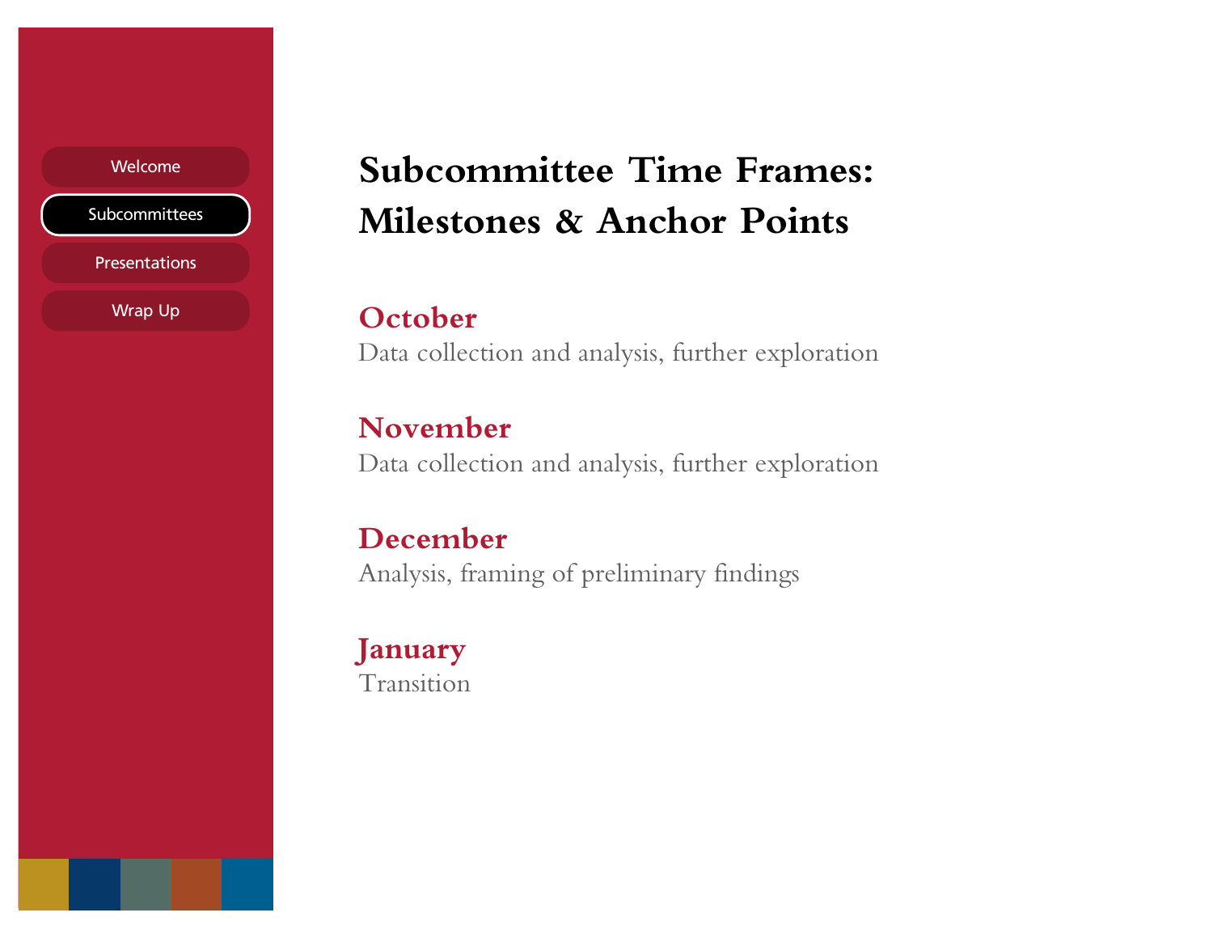# Subcommittee Time Frames: Milestones & Anchor Points

**October**
Data collection and analysis, further exploration

**November**
Data collection and analysis, further exploration

**December**
Analysis, framing of preliminary findings

**January**
Transition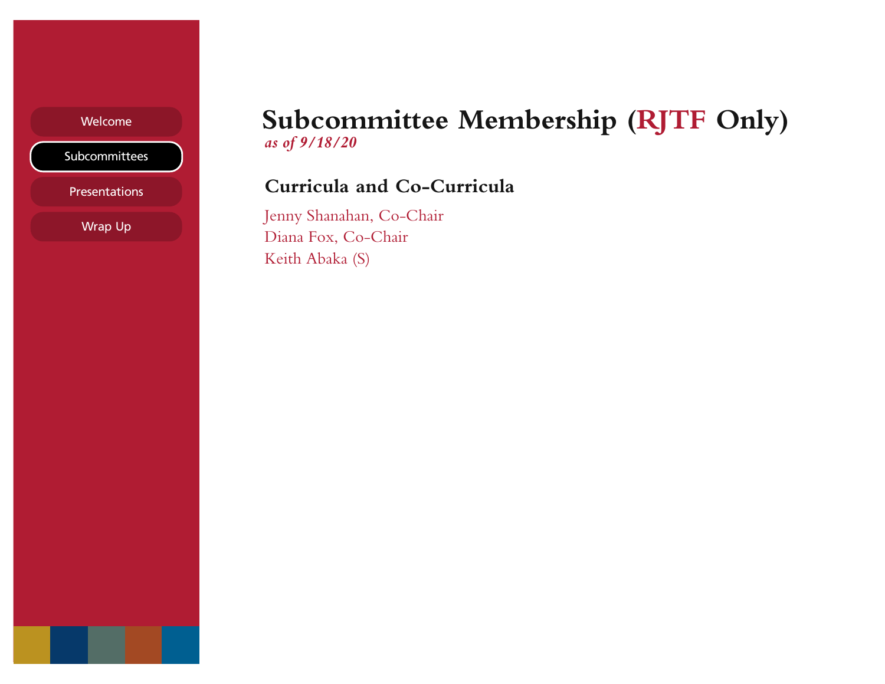- Welcome
- Subcommittees
- Presentations
- Wrap Up

# Subcommittee Membership (RJTF Only)

*as of 9/18/20*

## Curricula and Co-Curricula

Jenny Shanahan, Co-Chair
Diana Fox, Co-Chair
Keith Abaka (S)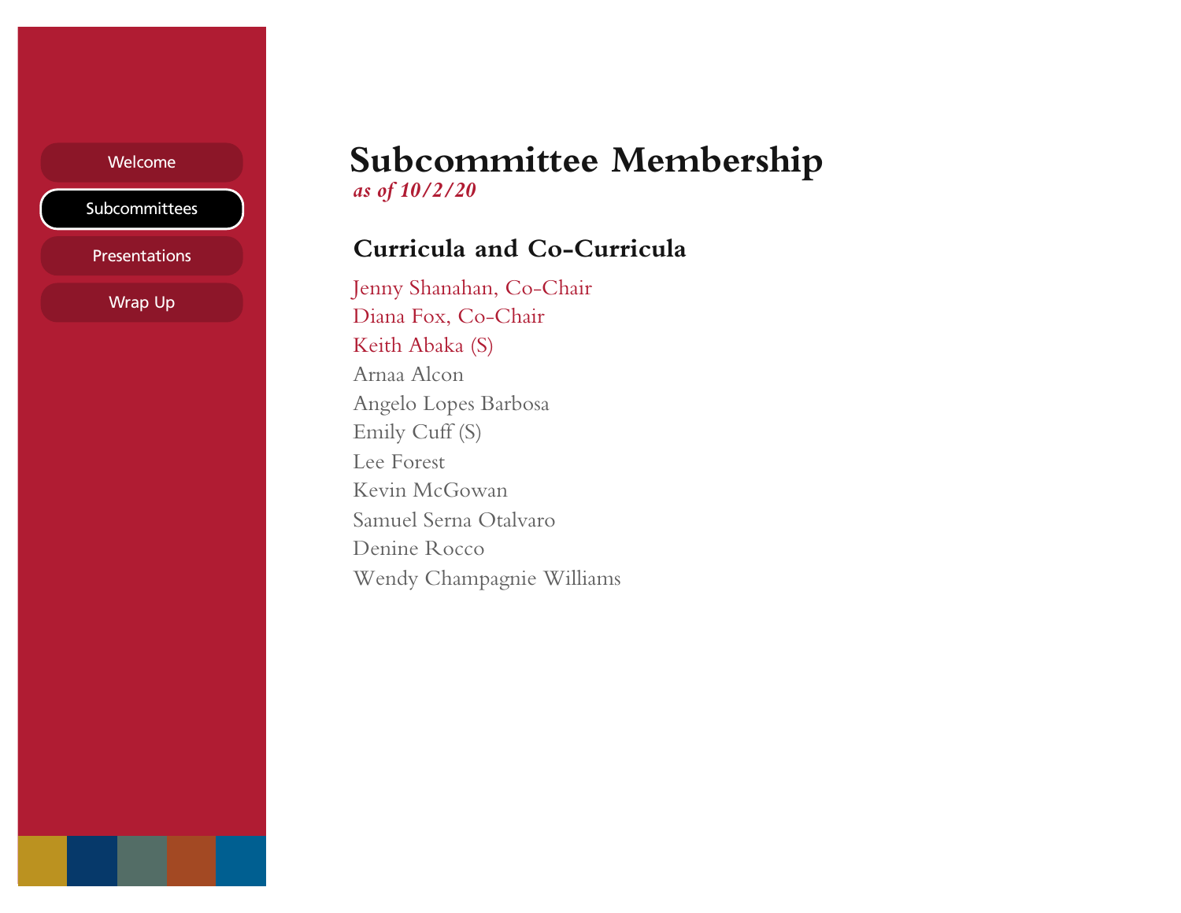Welcome

Subcommittees

Presentations

Wrap Up

# Subcommittee Membership

*as of 10/2/20*

## Curricula and Co-Curricula

Jenny Shanahan, Co-Chair
Diana Fox, Co-Chair
Keith Abaka (S)
Arnaa Alcon
Angelo Lopes Barbosa
Emily Cuff (S)
Lee Forest
Kevin McGowan
Samuel Serna Otalvaro
Denine Rocco
Wendy Champagnie Williams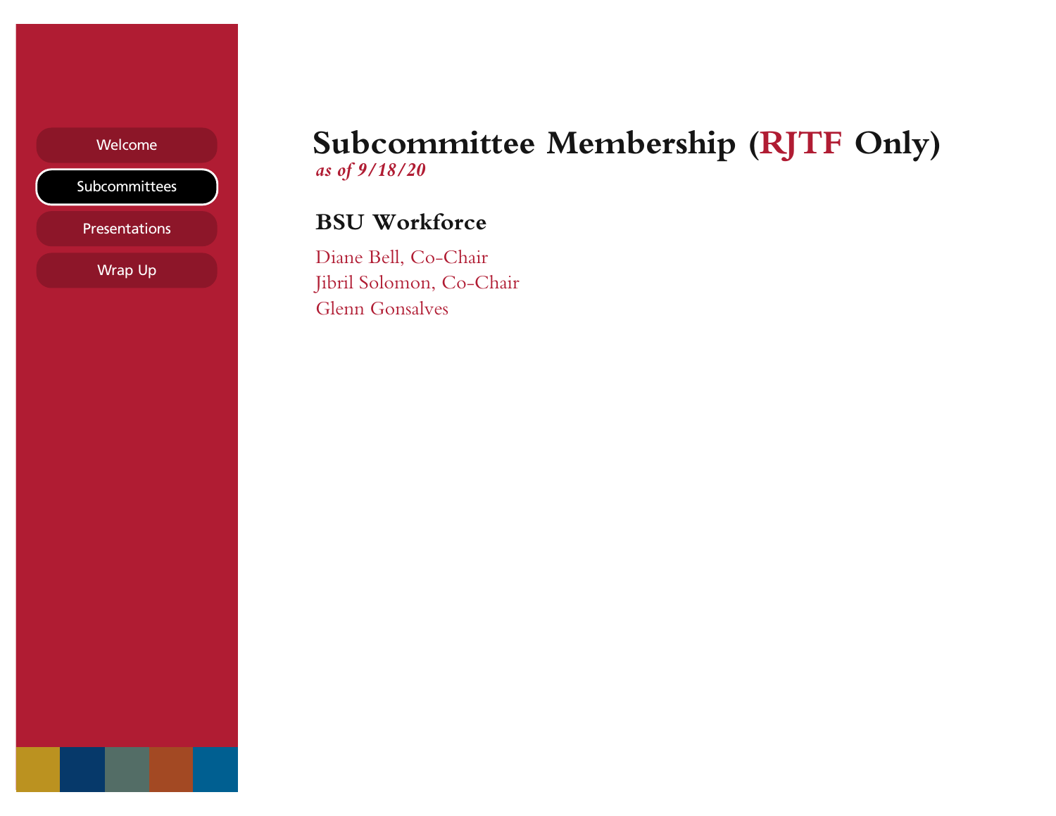Welcome

Subcommittees

Presentations

Wrap Up

# Subcommittee Membership (RJTF Only)

*as of 9/18/20*

## BSU Workforce

Diane Bell, Co-Chair
Jibril Solomon, Co-Chair
Glenn Gonsalves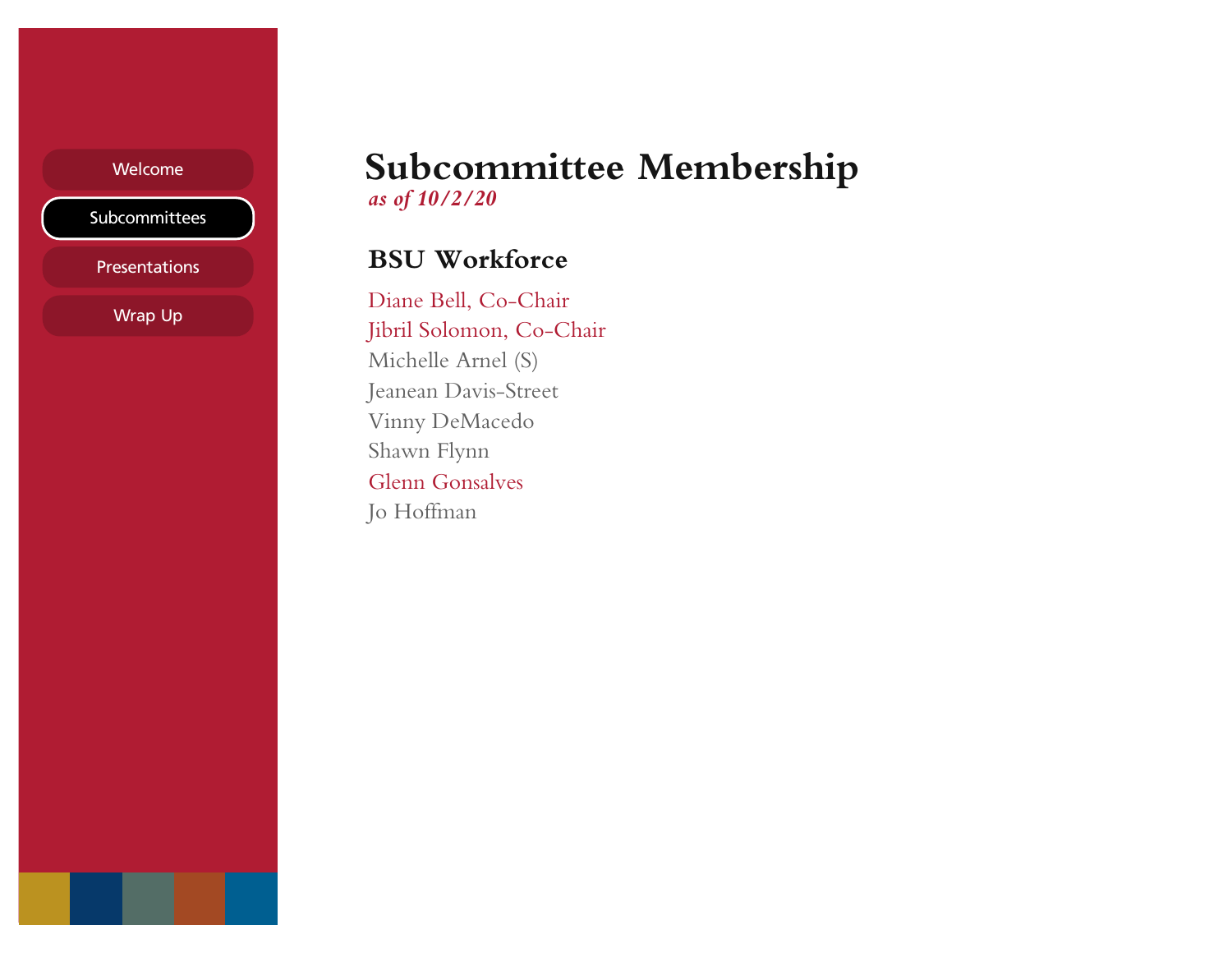Welcome

Subcommittees

Presentations

Wrap Up

# Subcommittee Membership

*as of 10/2/20*

## BSU Workforce

Diane Bell, Co-Chair
Jibril Solomon, Co-Chair
Michelle Arnel (S)
Jeanean Davis-Street
Vinny DeMacedo
Shawn Flynn
Glenn Gonsalves
Jo Hoffman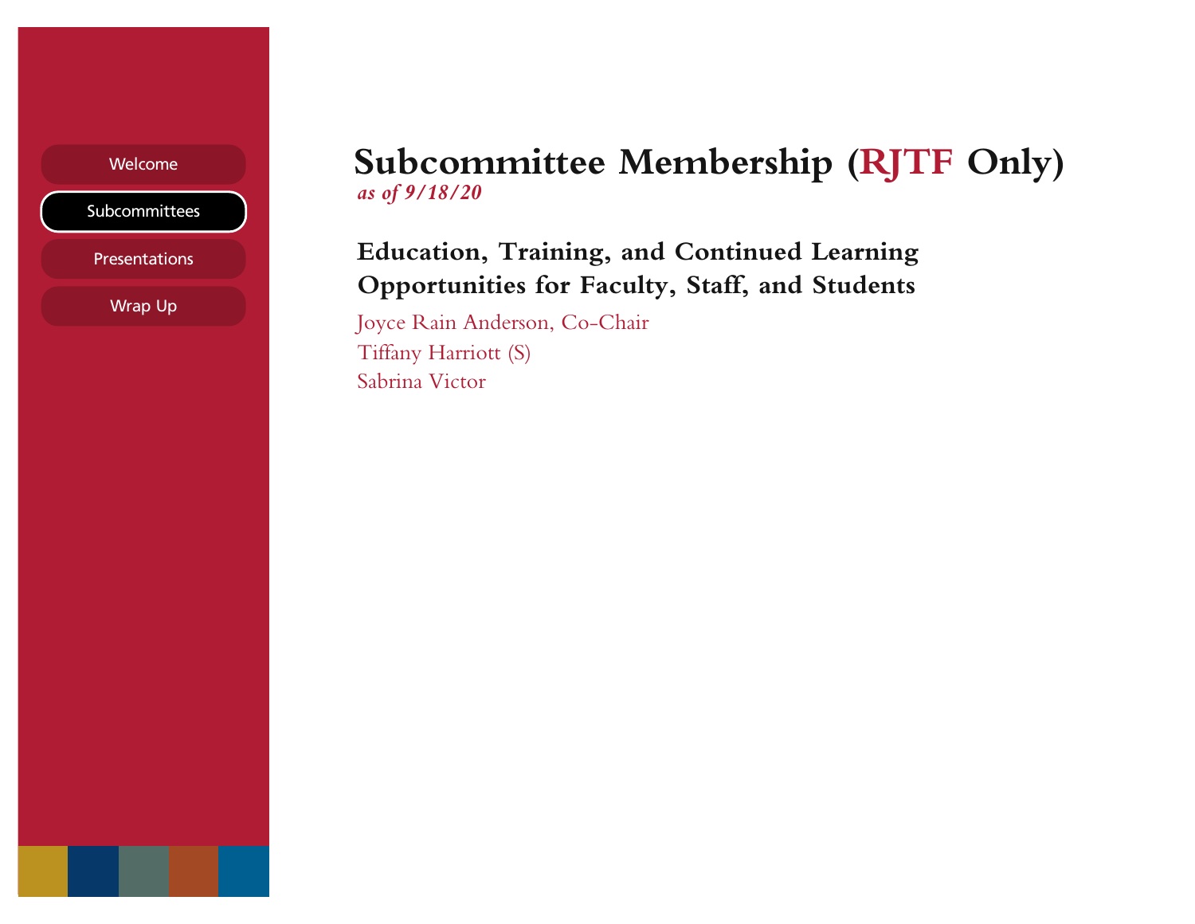Welcome

Subcommittees

Presentations

Wrap Up

# Subcommittee Membership (RJTF Only)

*as of 9/18/20*

## Education, Training, and Continued Learning Opportunities for Faculty, Staff, and Students

Joyce Rain Anderson, Co-Chair

Tiffany Harriott (S)

Sabrina Victor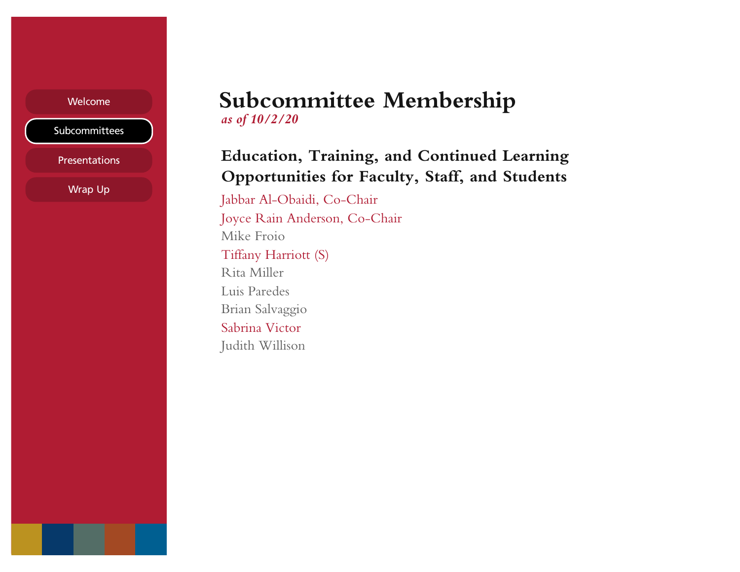# Subcommittee Membership

*as of 10/2/20*

## Education, Training, and Continued Learning Opportunities for Faculty, Staff, and Students

Jabbar Al-Obaidi, Co-Chair
Joyce Rain Anderson, Co-Chair
Mike Froio
Tiffany Harriott (S)
Rita Miller
Luis Paredes
Brian Salvaggio
Sabrina Victor
Judith Willison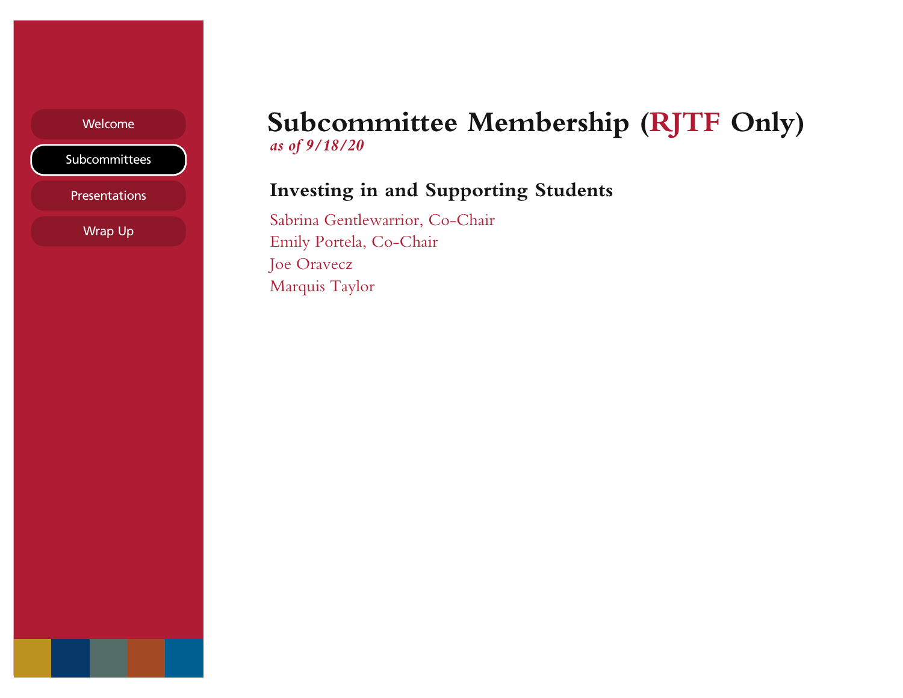- Welcome
- Subcommittees
- Presentations
- Wrap Up

# Subcommittee Membership (RJTF Only)

*as of 9/18/20*

## Investing in and Supporting Students

Sabrina Gentlewarrior, Co-Chair
Emily Portela, Co-Chair
Joe Oravecz
Marquis Taylor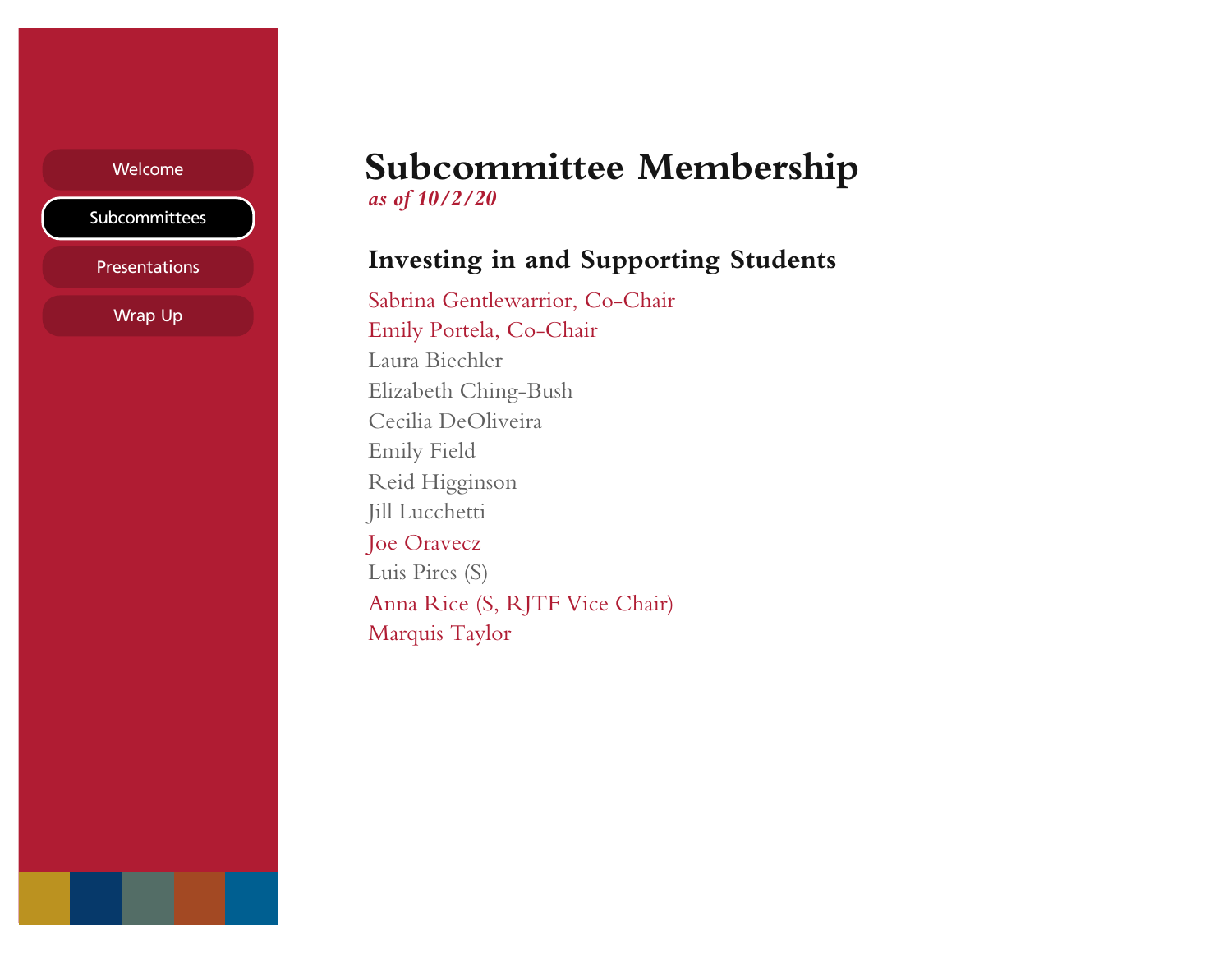# Subcommittee Membership

*as of 10/2/20*

## Investing in and Supporting Students

Sabrina Gentlewarrior, Co-Chair
Emily Portela, Co-Chair
Laura Biechler
Elizabeth Ching-Bush
Cecilia DeOliveira
Emily Field
Reid Higginson
Jill Lucchetti
Joe Oravecz
Luis Pires (S)
Anna Rice (S, RJTF Vice Chair)
Marquis Taylor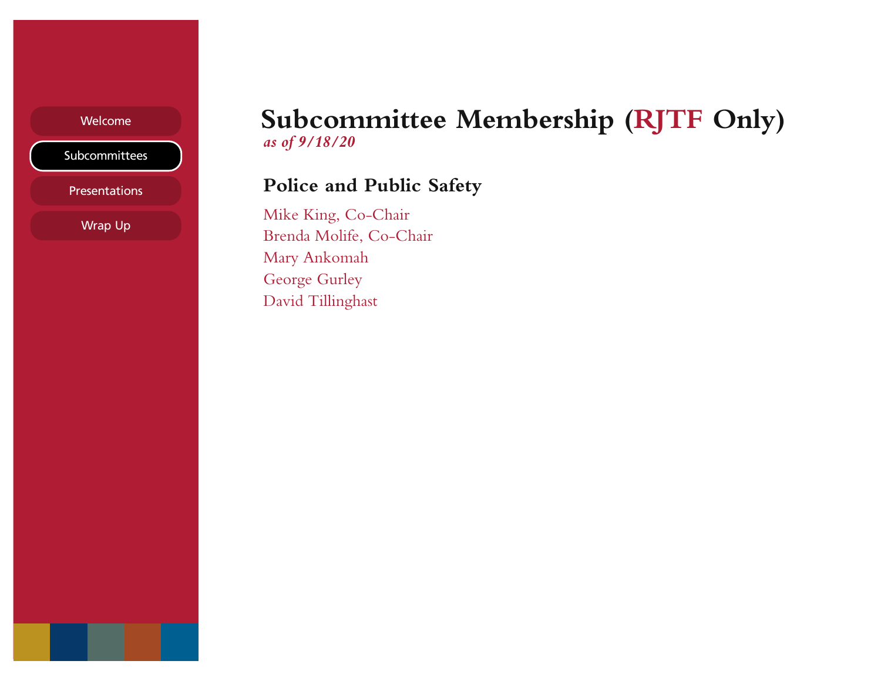# Subcommittee Membership (RJTF Only)

*as of 9/18/20*

## Police and Public Safety

Mike King, Co-Chair
Brenda Molife, Co-Chair
Mary Ankomah
George Gurley
David Tillinghast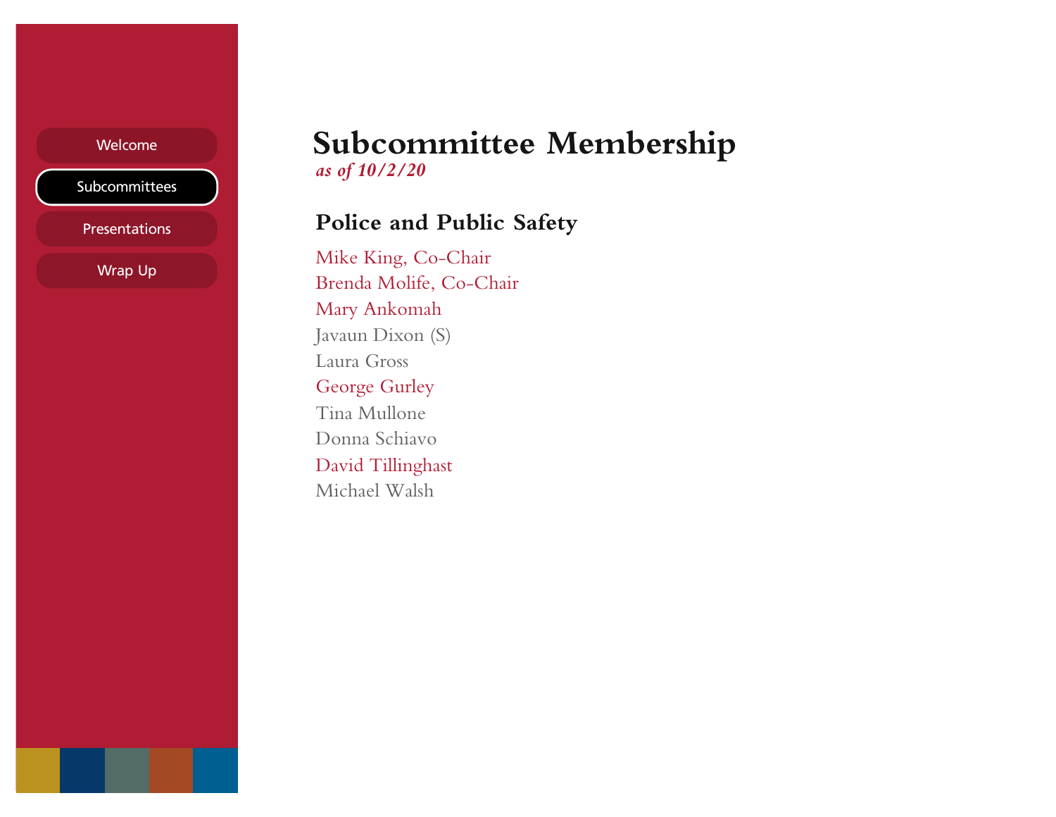# Subcommittee Membership

*as of 10/2/20*

## Police and Public Safety

Mike King, Co-Chair
Brenda Molife, Co-Chair
Mary Ankomah
Javaun Dixon (S)
Laura Gross
George Gurley
Tina Mullone
Donna Schiavo
David Tillinghast
Michael Walsh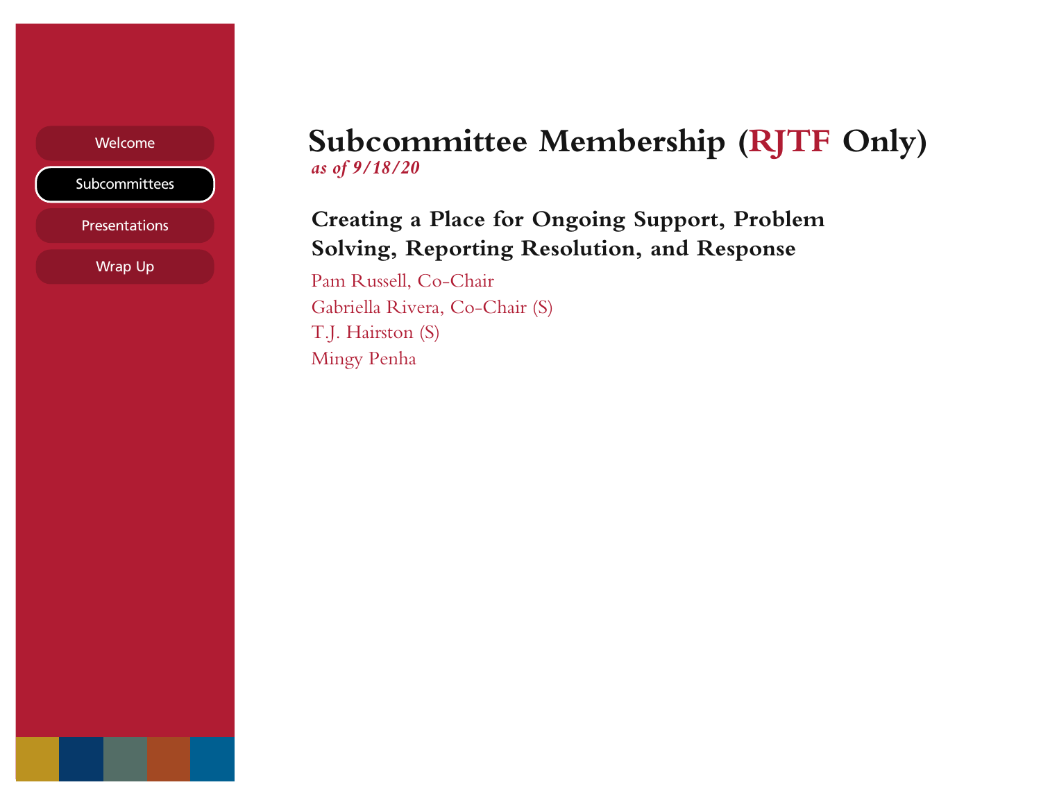# Subcommittee Membership (RJTF Only)

*as of 9/18/20*

## Creating a Place for Ongoing Support, Problem Solving, Reporting Resolution, and Response

Pam Russell, Co-Chair
Gabriella Rivera, Co-Chair (S)
T.J. Hairston (S)
Mingy Penha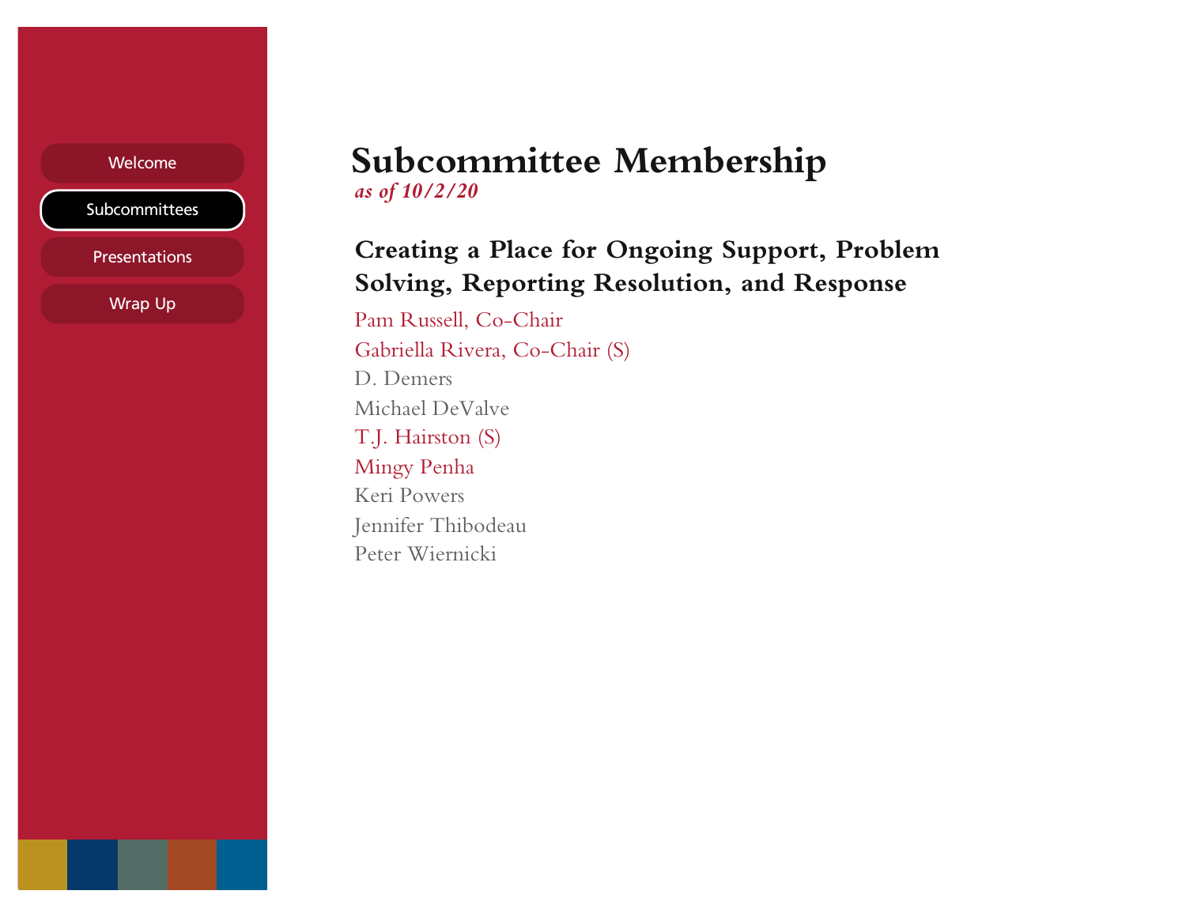# Subcommittee Membership

*as of 10/2/20*

## Creating a Place for Ongoing Support, Problem Solving, Reporting Resolution, and Response

Pam Russell, Co-Chair
Gabriella Rivera, Co-Chair (S)
D. Demers
Michael DeValve
T.J. Hairston (S)
Mingy Penha
Keri Powers
Jennifer Thibodeau
Peter Wiernicki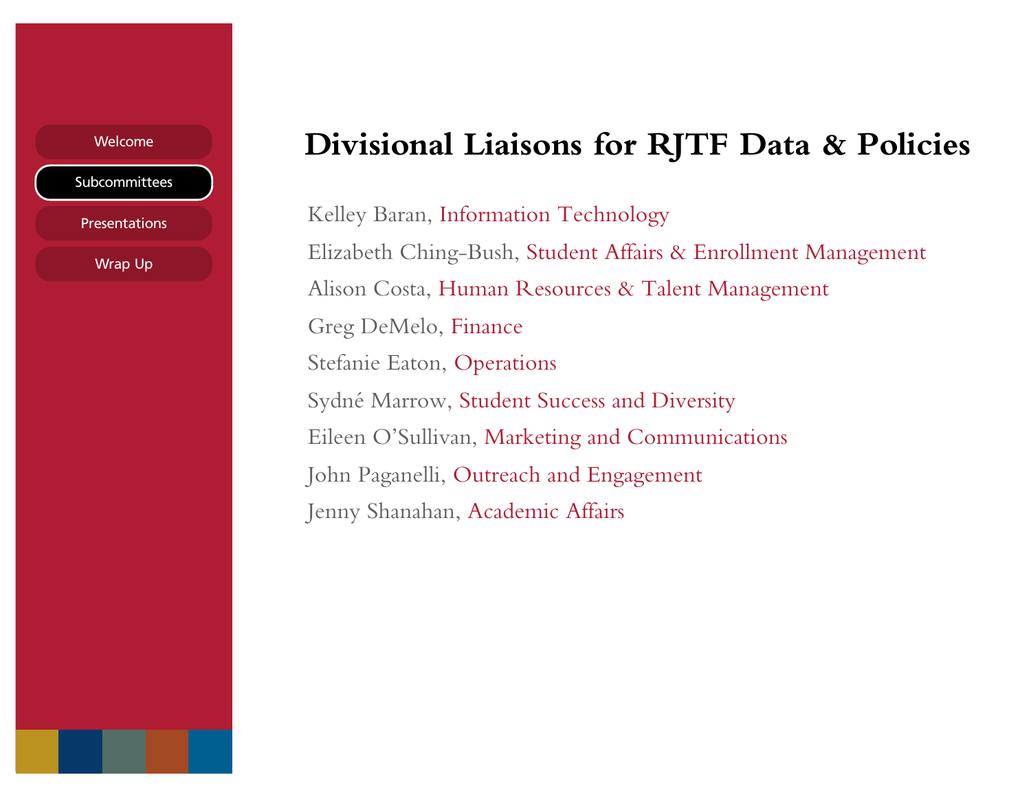# Divisional Liaisons for RJTF Data & Policies

Kelley Baran, Information Technology

Elizabeth Ching-Bush, Student Affairs & Enrollment Management

Alison Costa, Human Resources & Talent Management

Greg DeMelo, Finance

Stefanie Eaton, Operations

Sydné Marrow, Student Success and Diversity

Eileen O'Sullivan, Marketing and Communications

John Paganelli, Outreach and Engagement

Jenny Shanahan, Academic Affairs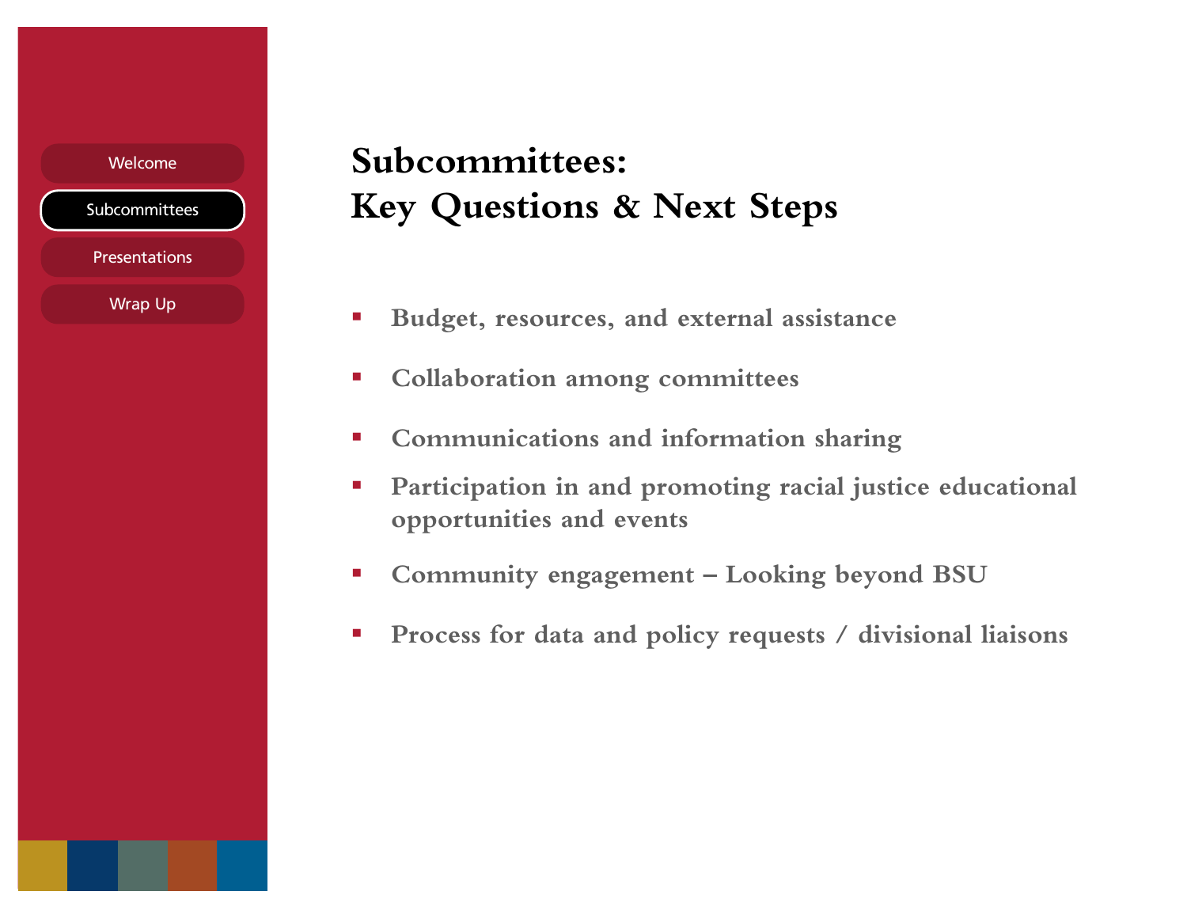Welcome

Subcommittees

Presentations

Wrap Up

# Subcommittees: Key Questions & Next Steps

- Budget, resources, and external assistance
- Collaboration among committees
- Communications and information sharing
- Participation in and promoting racial justice educational opportunities and events
- Community engagement – Looking beyond BSU
- Process for data and policy requests / divisional liaisons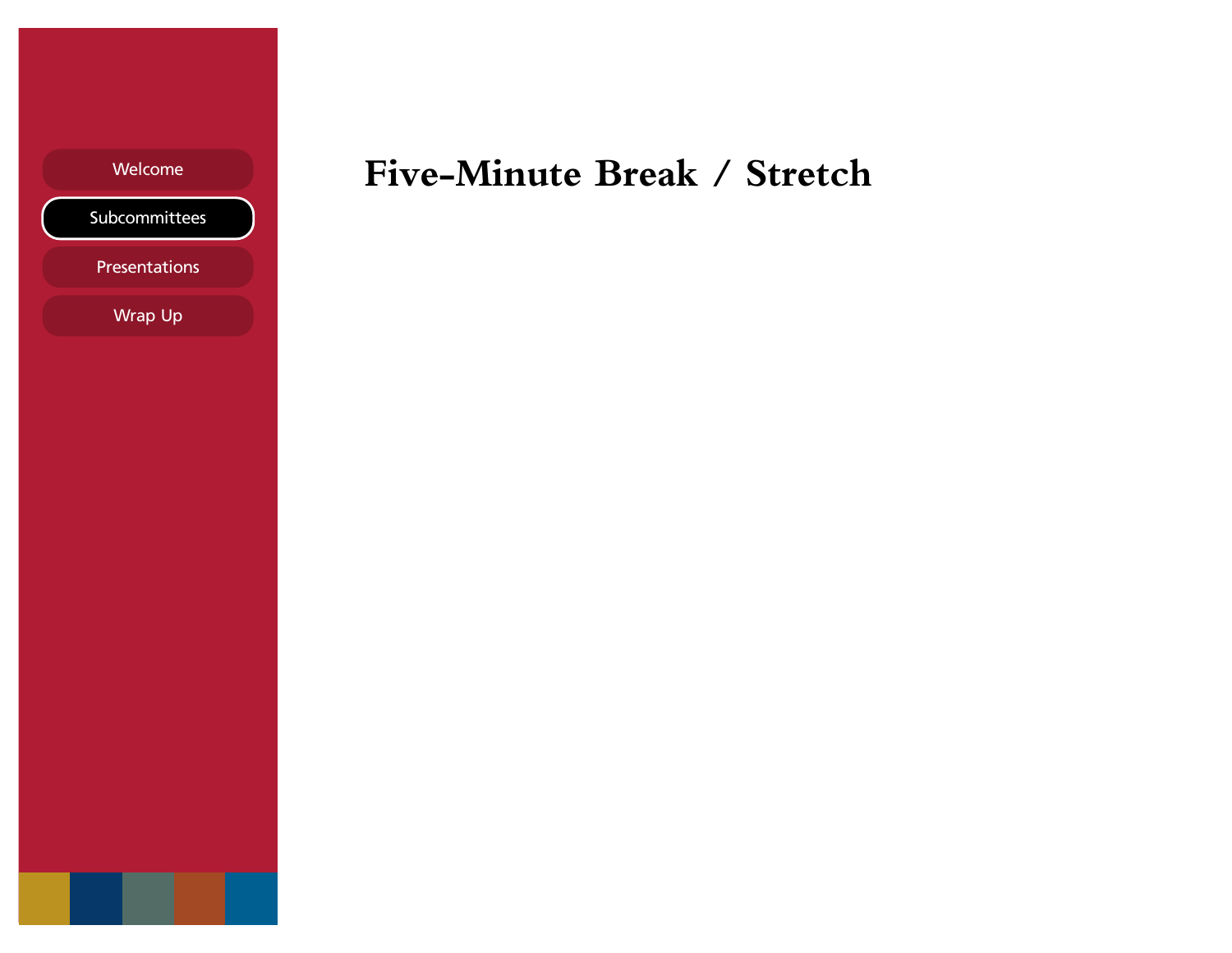- Welcome
- Subcommittees
- Presentations
- Wrap Up

# Five-Minute Break / Stretch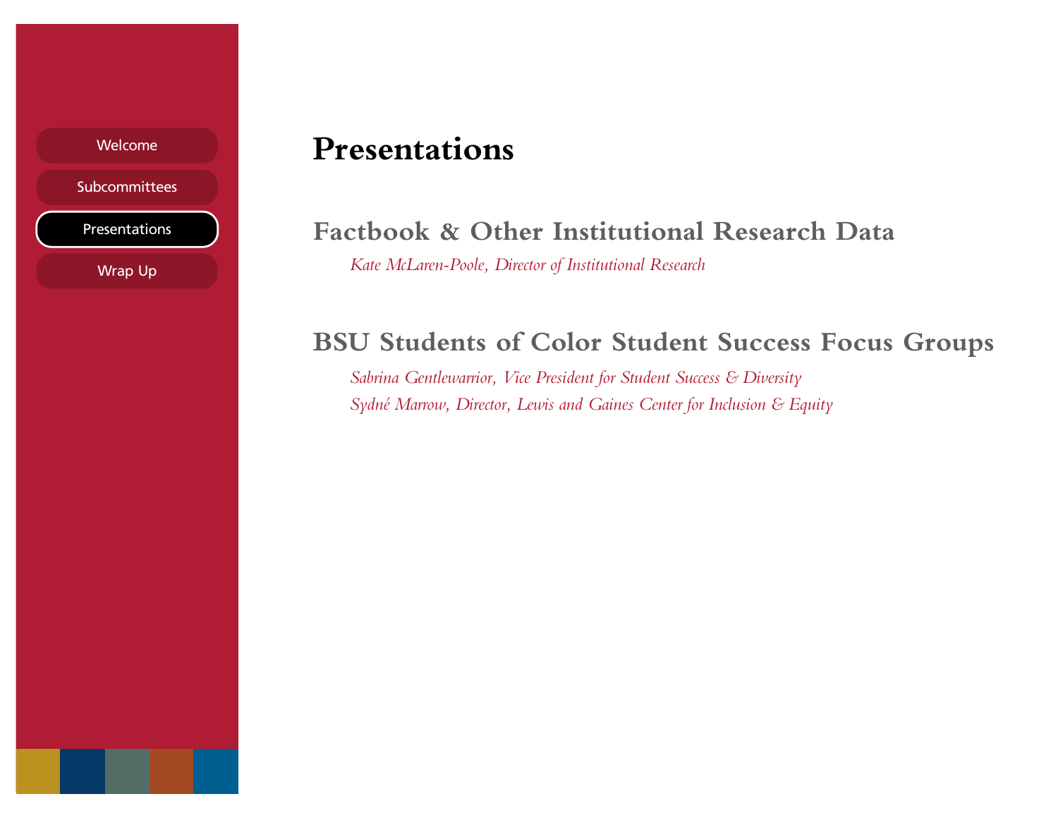- Welcome
- Subcommittees
- Presentations
- Wrap Up

# Presentations

## Factbook & Other Institutional Research Data

*Kate McLaren-Poole, Director of Institutional Research*

## BSU Students of Color Student Success Focus Groups

*Sabrina Gentlewarrior, Vice President for Student Success & Diversity*

*Sydné Marrow, Director, Lewis and Gaines Center for Inclusion & Equity*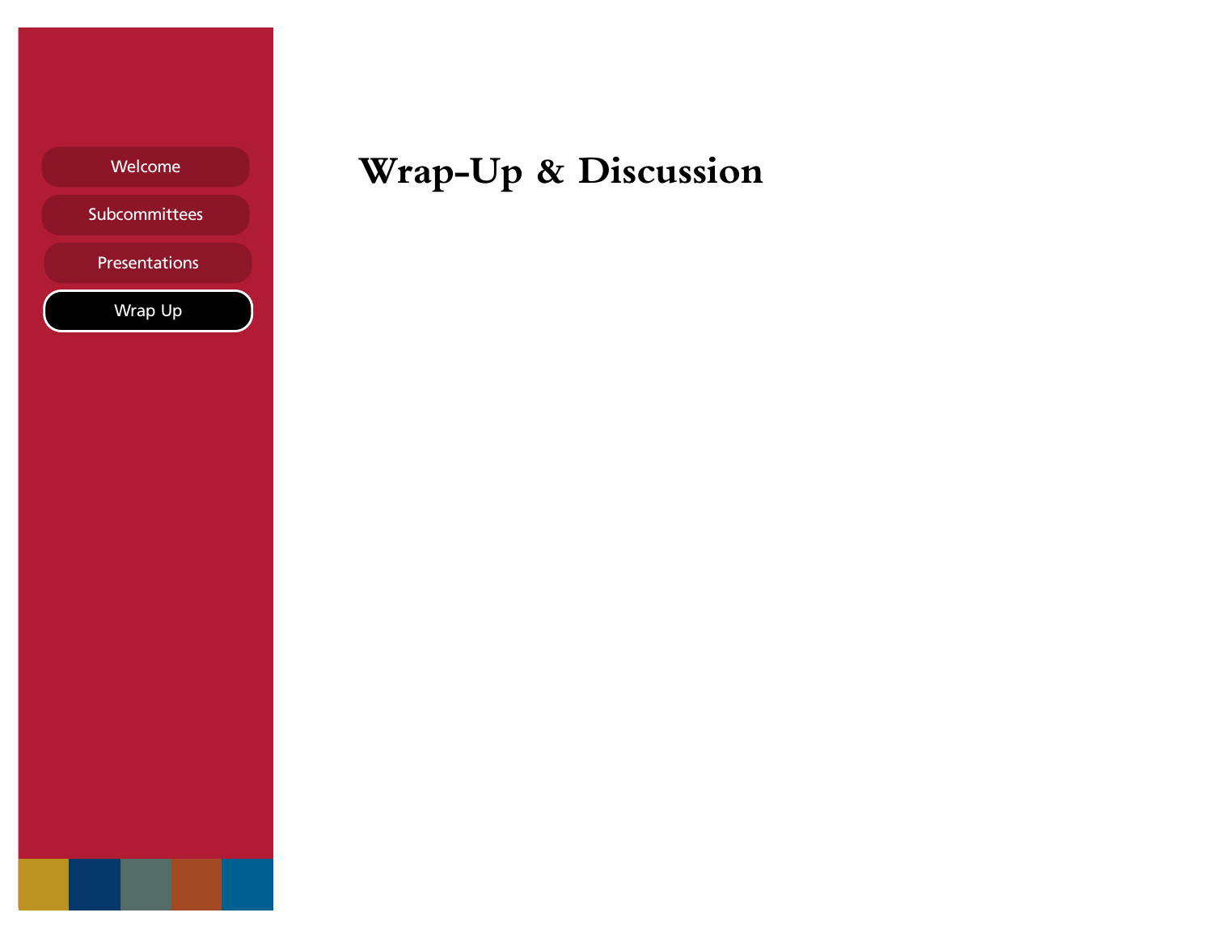- Welcome
- Subcommittees
- Presentations
- Wrap Up

# Wrap-Up & Discussion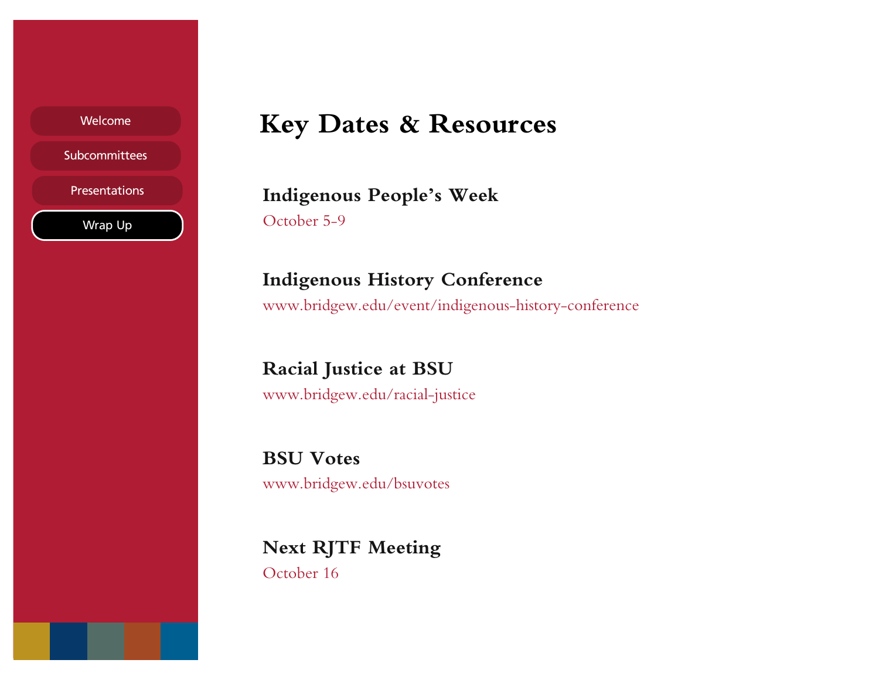# Key Dates & Resources

### Indigenous People's Week

October 5-9

### Indigenous History Conference

www.bridgew.edu/event/indigenous-history-conference

### Racial Justice at BSU

www.bridgew.edu/racial-justice

### BSU Votes

www.bridgew.edu/bsuvotes

### Next RJTF Meeting

October 16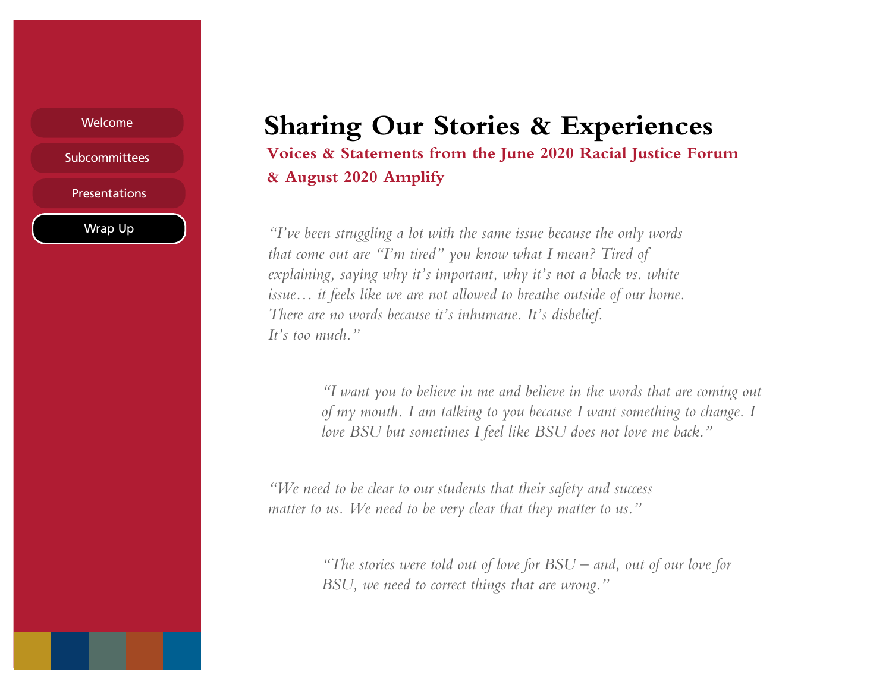# Sharing Our Stories & Experiences

## Voices & Statements from the June 2020 Racial Justice Forum & August 2020 Amplify

*"I've been struggling a lot with the same issue because the only words that come out are "I'm tired" you know what I mean? Tired of explaining, saying why it's important, why it's not a black vs. white issue… it feels like we are not allowed to breathe outside of our home. There are no words because it's inhumane. It's disbelief. It's too much."*

*"I want you to believe in me and believe in the words that are coming out of my mouth. I am talking to you because I want something to change. I love BSU but sometimes I feel like BSU does not love me back."*

*"We need to be clear to our students that their safety and success matter to us. We need to be very clear that they matter to us."*

*"The stories were told out of love for BSU – and, out of our love for BSU, we need to correct things that are wrong."*